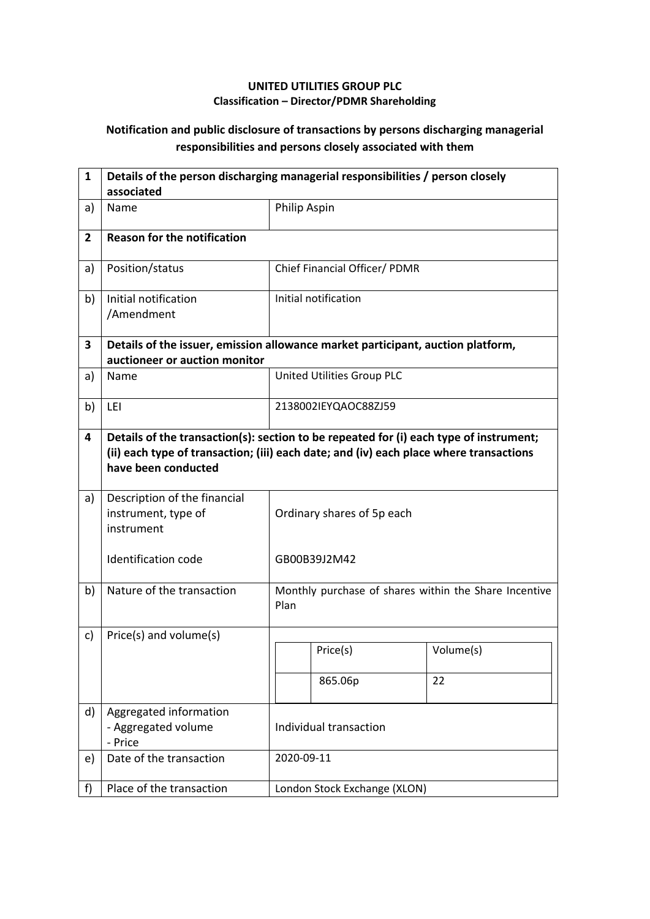**UNITED UTILITIES GROUP PLC**
**Classification – Director/PDMR Shareholding**

**Notification and public disclosure of transactions by persons discharging managerial responsibilities and persons closely associated with them**

| 1 | **Details of the person discharging managerial responsibilities / person closely associated** | |
|---|---|---|
| a) | Name | Philip Aspin |
| **2** | **Reason for the notification** | |
| a) | Position/status | Chief Financial Officer/ PDMR |
| b) | Initial notification /Amendment | Initial notification |
| **3** | **Details of the issuer, emission allowance market participant, auction platform, auctioneer or auction monitor** | |
| a) | Name | United Utilities Group PLC |
| b) | LEI | 2138002IEYQAOC88ZJ59 |
| **4** | **Details of the transaction(s): section to be repeated for (i) each type of instrument; (ii) each type of transaction; (iii) each date; and (iv) each place where transactions have been conducted** | |
| a) | Description of the financial instrument, type of instrument<br><br>Identification code | Ordinary shares of 5p each<br><br>GB00B39J2M42 |
| b) | Nature of the transaction | Monthly purchase of shares within the Share Incentive Plan |
| c) | Price(s) and volume(s) | Price(s): 865.06p; Volume(s): 22 |
| d) | Aggregated information<br>- Aggregated volume<br>- Price | Individual transaction |
| e) | Date of the transaction | 2020-09-11 |
| f) | Place of the transaction | London Stock Exchange (XLON) |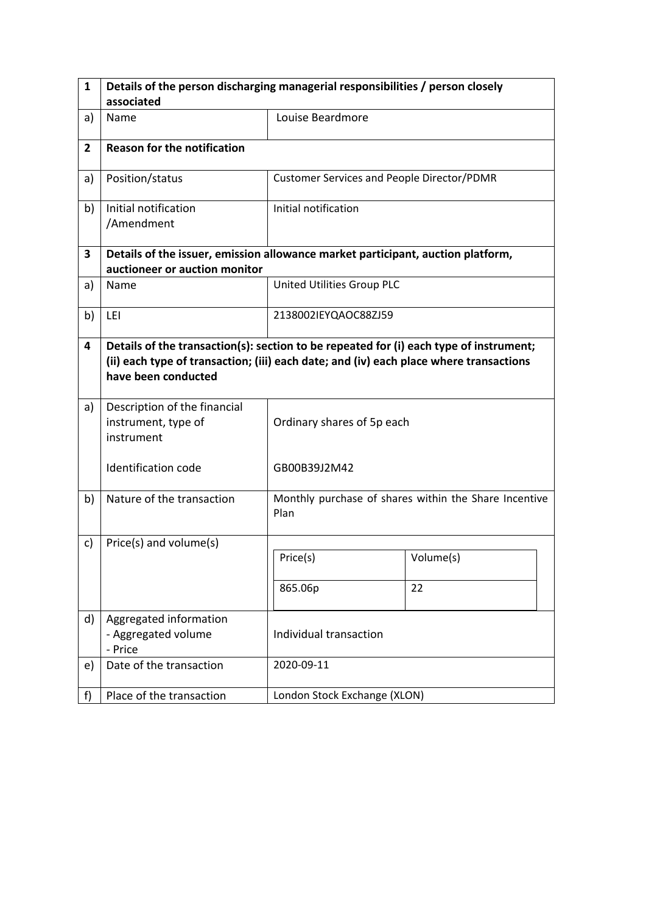| 1 | Details of the person discharging managerial responsibilities / person closely associated | |
|---|---|---|
| a) | Name | Louise Beardmore |
| **2** | **Reason for the notification** | |
| a) | Position/status | Customer Services and People Director/PDMR |
| b) | Initial notification /Amendment | Initial notification |
| **3** | **Details of the issuer, emission allowance market participant, auction platform, auctioneer or auction monitor** | |
| a) | Name | United Utilities Group PLC |
| b) | LEI | 2138002IEYQAOC88ZJ59 |
| **4** | **Details of the transaction(s): section to be repeated for (i) each type of instrument; (ii) each type of transaction; (iii) each date; and (iv) each place where transactions have been conducted** | |
| a) | Description of the financial instrument, type of instrument<br><br>Identification code | Ordinary shares of 5p each<br><br>GB00B39J2M42 |
| b) | Nature of the transaction | Monthly purchase of shares within the Share Incentive Plan |
| c) | Price(s) and volume(s) | Price(s): 865.06p / Volume(s): 22 |
| d) | Aggregated information<br>- Aggregated volume<br>- Price | Individual transaction |
| e) | Date of the transaction | 2020-09-11 |
| f) | Place of the transaction | London Stock Exchange (XLON) |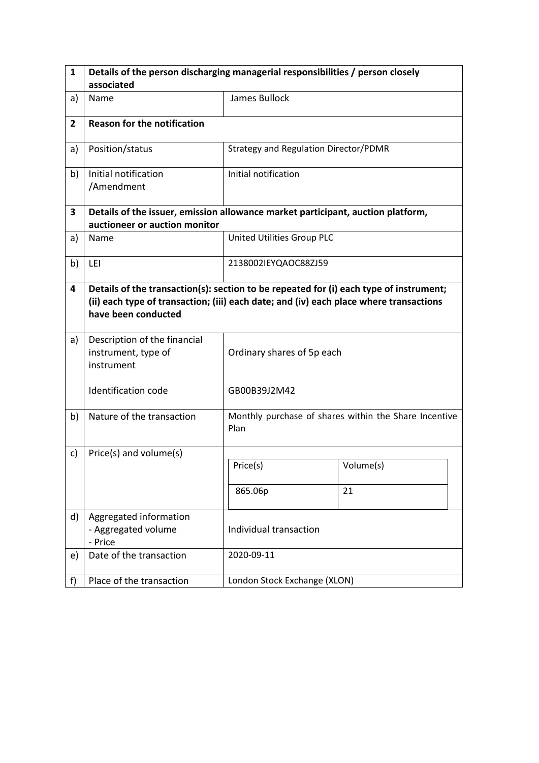| 1 | Details of the person discharging managerial responsibilities / person closely associated | |
|---|---|---|
| a) | Name | James Bullock |
| **2** | **Reason for the notification** | |
| a) | Position/status | Strategy and Regulation Director/PDMR |
| b) | Initial notification /Amendment | Initial notification |
| **3** | **Details of the issuer, emission allowance market participant, auction platform, auctioneer or auction monitor** | |
| a) | Name | United Utilities Group PLC |
| b) | LEI | 2138002IEYQAOC88ZJ59 |
| **4** | **Details of the transaction(s): section to be repeated for (i) each type of instrument; (ii) each type of transaction; (iii) each date; and (iv) each place where transactions have been conducted** | |
| a) | Description of the financial instrument, type of instrument<br><br>Identification code | Ordinary shares of 5p each<br><br>GB00B39J2M42 |
| b) | Nature of the transaction | Monthly purchase of shares within the Share Incentive Plan |
| c) | Price(s) and volume(s) | Price(s): 865.06p; Volume(s): 21 |
| d) | Aggregated information<br>- Aggregated volume<br>- Price | Individual transaction |
| e) | Date of the transaction | 2020-09-11 |
| f) | Place of the transaction | London Stock Exchange (XLON) |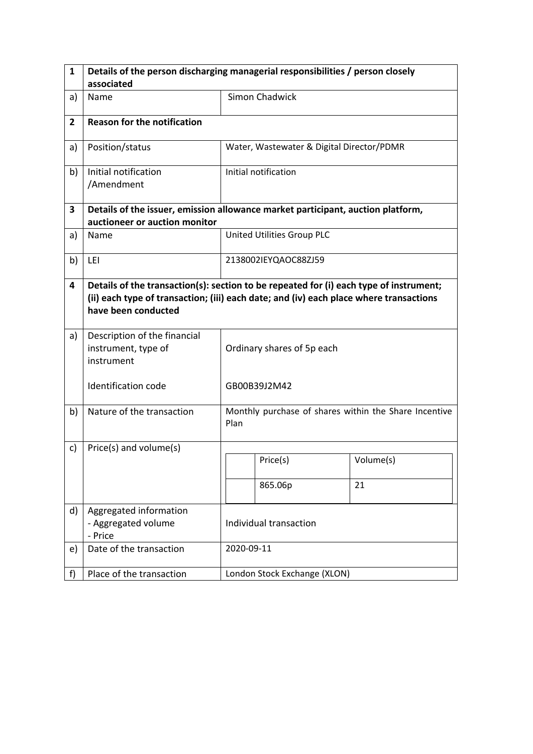| 1 | Details of the person discharging managerial responsibilities / person closely associated | |
|---|---|---|
| a) | Name | Simon Chadwick |
| **2** | **Reason for the notification** | |
| a) | Position/status | Water, Wastewater & Digital Director/PDMR |
| b) | Initial notification /Amendment | Initial notification |
| **3** | **Details of the issuer, emission allowance market participant, auction platform, auctioneer or auction monitor** | |
| a) | Name | United Utilities Group PLC |
| b) | LEI | 2138002IEYQAOC88ZJ59 |
| **4** | **Details of the transaction(s): section to be repeated for (i) each type of instrument; (ii) each type of transaction; (iii) each date; and (iv) each place where transactions have been conducted** | |
| a) | Description of the financial instrument, type of instrument<br><br>Identification code | Ordinary shares of 5p each<br><br>GB00B39J2M42 |
| b) | Nature of the transaction | Monthly purchase of shares within the Share Incentive Plan |
| c) | Price(s) and volume(s) | Price(s): 865.06p; Volume(s): 21 |
| d) | Aggregated information<br>- Aggregated volume<br>- Price | Individual transaction |
| e) | Date of the transaction | 2020-09-11 |
| f) | Place of the transaction | London Stock Exchange (XLON) |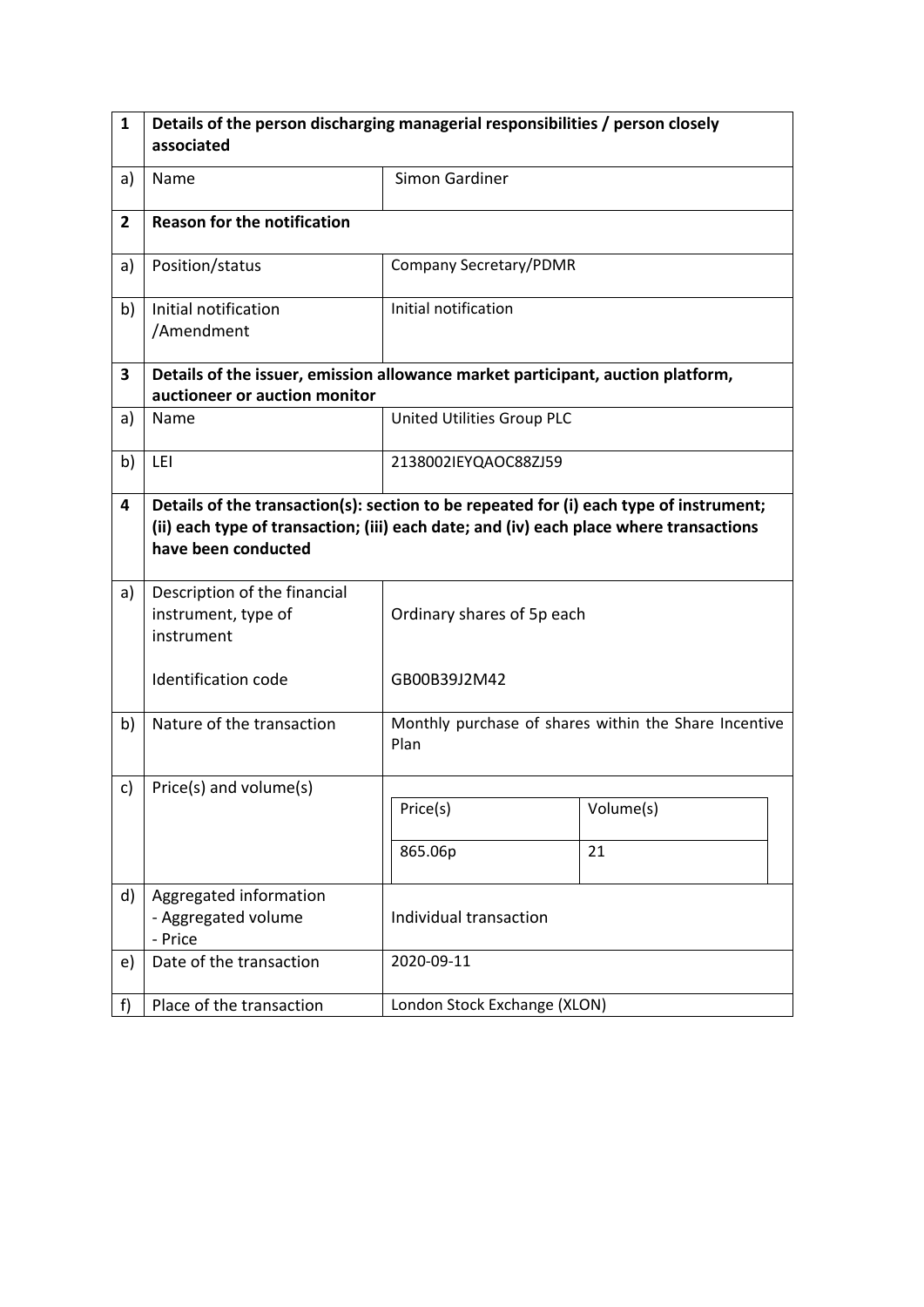| 1 | **Details of the person discharging managerial responsibilities / person closely associated** | |
|---|---|---|
| a) | Name | Simon Gardiner |
| **2** | **Reason for the notification** | |
| a) | Position/status | Company Secretary/PDMR |
| b) | Initial notification /Amendment | Initial notification |
| **3** | **Details of the issuer, emission allowance market participant, auction platform, auctioneer or auction monitor** | |
| a) | Name | United Utilities Group PLC |
| b) | LEI | 2138002IEYQAOC88ZJ59 |
| **4** | **Details of the transaction(s): section to be repeated for (i) each type of instrument; (ii) each type of transaction; (iii) each date; and (iv) each place where transactions have been conducted** | |
| a) | Description of the financial instrument, type of instrument<br><br>Identification code | Ordinary shares of 5p each<br><br>GB00B39J2M42 |
| b) | Nature of the transaction | Monthly purchase of shares within the Share Incentive Plan |
| c) | Price(s) and volume(s) | Price(s): 865.06p<br>Volume(s): 21 |
| d) | Aggregated information<br>- Aggregated volume<br>- Price | Individual transaction |
| e) | Date of the transaction | 2020-09-11 |
| f) | Place of the transaction | London Stock Exchange (XLON) |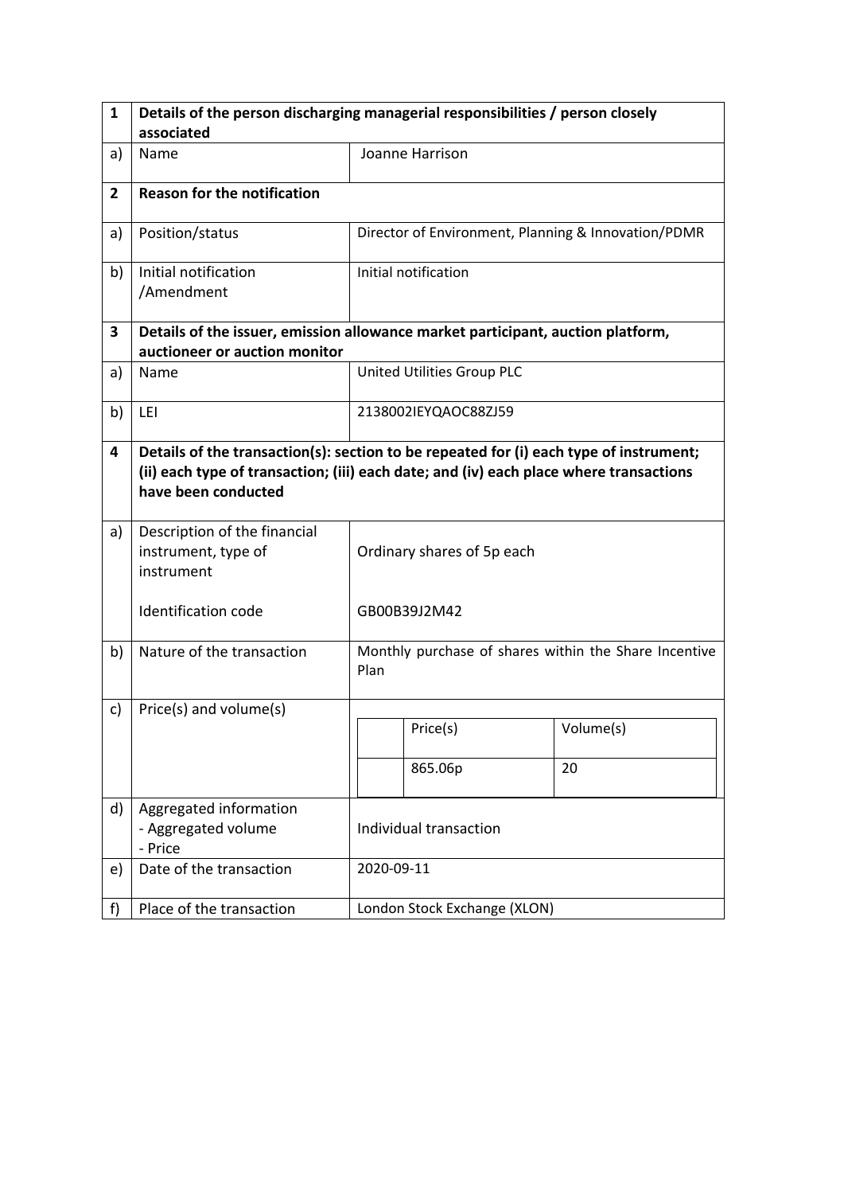| 1 | Details of the person discharging managerial responsibilities / person closely associated | |
|---|---|---|
| a) | Name | Joanne Harrison |
| **2** | **Reason for the notification** | |
| a) | Position/status | Director of Environment, Planning & Innovation/PDMR |
| b) | Initial notification /Amendment | Initial notification |
| **3** | **Details of the issuer, emission allowance market participant, auction platform, auctioneer or auction monitor** | |
| a) | Name | United Utilities Group PLC |
| b) | LEI | 2138002IEYQAOC88ZJ59 |
| **4** | **Details of the transaction(s): section to be repeated for (i) each type of instrument; (ii) each type of transaction; (iii) each date; and (iv) each place where transactions have been conducted** | |
| a) | Description of the financial instrument, type of instrument<br><br>Identification code | Ordinary shares of 5p each<br><br>GB00B39J2M42 |
| b) | Nature of the transaction | Monthly purchase of shares within the Share Incentive Plan |
| c) | Price(s) and volume(s) | Price(s): 865.06p; Volume(s): 20 |
| d) | Aggregated information<br>- Aggregated volume<br>- Price | Individual transaction |
| e) | Date of the transaction | 2020-09-11 |
| f) | Place of the transaction | London Stock Exchange (XLON) |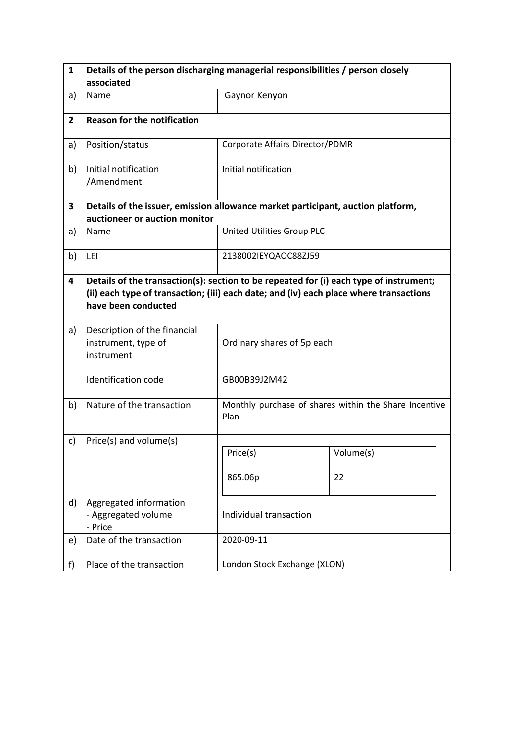| 1 | Details of the person discharging managerial responsibilities / person closely associated | |
|---|---|---|
| a) | Name | Gaynor Kenyon |
| 2 | **Reason for the notification** | |
| a) | Position/status | Corporate Affairs Director/PDMR |
| b) | Initial notification /Amendment | Initial notification |
| 3 | **Details of the issuer, emission allowance market participant, auction platform, auctioneer or auction monitor** | |
| a) | Name | United Utilities Group PLC |
| b) | LEI | 2138002IEYQAOC88ZJ59 |
| 4 | **Details of the transaction(s): section to be repeated for (i) each type of instrument; (ii) each type of transaction; (iii) each date; and (iv) each place where transactions have been conducted** | |
| a) | Description of the financial instrument, type of instrument<br><br>Identification code | Ordinary shares of 5p each<br><br>GB00B39J2M42 |
| b) | Nature of the transaction | Monthly purchase of shares within the Share Incentive Plan |
| c) | Price(s) and volume(s) | Price(s): 865.06p<br>Volume(s): 22 |
| d) | Aggregated information<br>- Aggregated volume<br>- Price | Individual transaction |
| e) | Date of the transaction | 2020-09-11 |
| f) | Place of the transaction | London Stock Exchange (XLON) |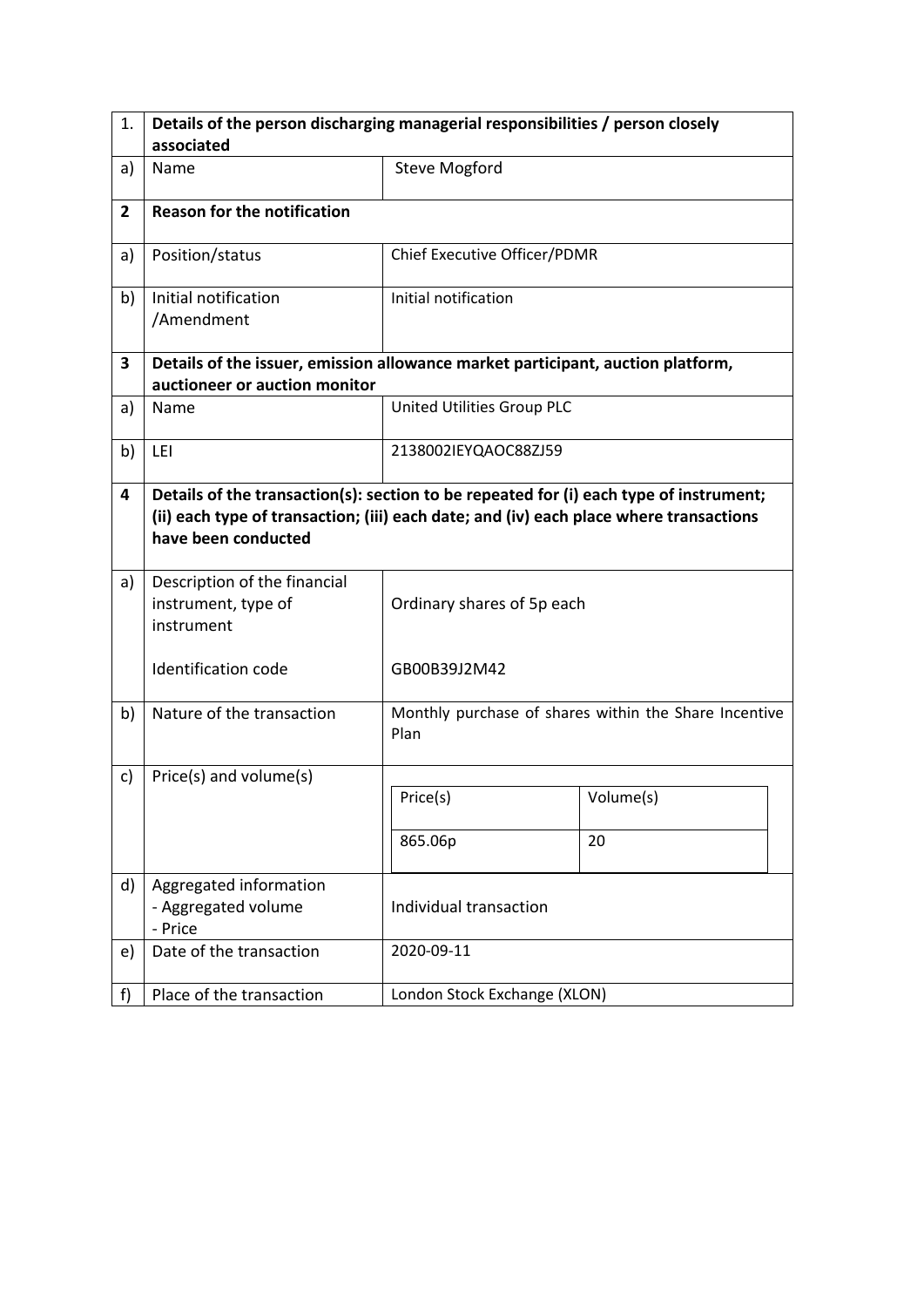| 1. | Details of the person discharging managerial responsibilities / person closely associated | |
|---|---|---|
| a) | Name | Steve Mogford |
| **2** | **Reason for the notification** | |
| a) | Position/status | Chief Executive Officer/PDMR |
| b) | Initial notification /Amendment | Initial notification |
| **3** | **Details of the issuer, emission allowance market participant, auction platform, auctioneer or auction monitor** | |
| a) | Name | United Utilities Group PLC |
| b) | LEI | 2138002IEYQAOC88ZJ59 |
| **4** | **Details of the transaction(s): section to be repeated for (i) each type of instrument; (ii) each type of transaction; (iii) each date; and (iv) each place where transactions have been conducted** | |
| a) | Description of the financial instrument, type of instrument<br><br>Identification code | Ordinary shares of 5p each<br><br>GB00B39J2M42 |
| b) | Nature of the transaction | Monthly purchase of shares within the Share Incentive Plan |
| c) | Price(s) and volume(s) | Price(s): 865.06p<br>Volume(s): 20 |
| d) | Aggregated information<br>- Aggregated volume<br>- Price | Individual transaction |
| e) | Date of the transaction | 2020-09-11 |
| f) | Place of the transaction | London Stock Exchange (XLON) |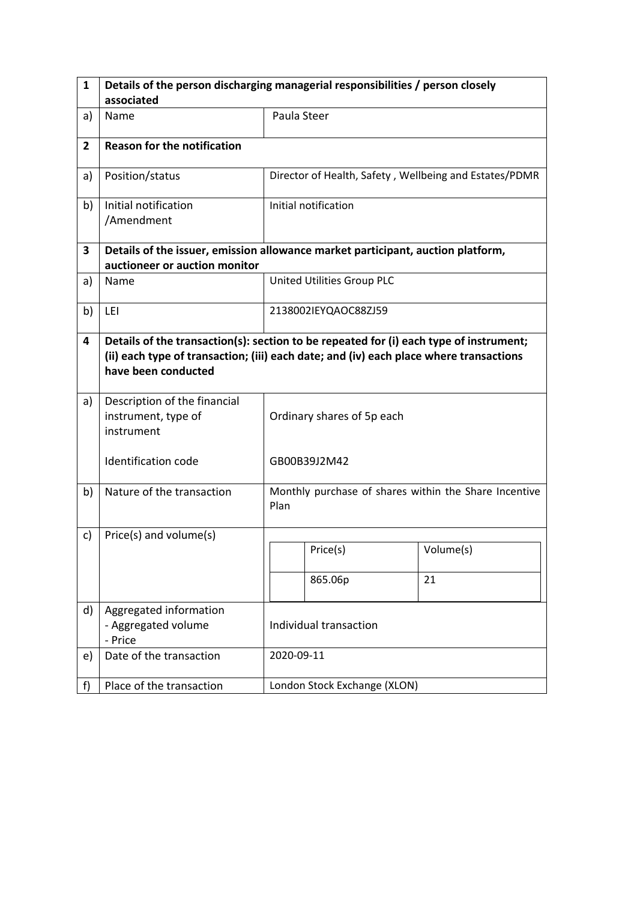| | | |
|---|---|---|
| **1** | **Details of the person discharging managerial responsibilities / person closely associated** | |
| a) | Name | Paula Steer |
| **2** | **Reason for the notification** | |
| a) | Position/status | Director of Health, Safety , Wellbeing and Estates/PDMR |
| b) | Initial notification /Amendment | Initial notification |
| **3** | **Details of the issuer, emission allowance market participant, auction platform, auctioneer or auction monitor** | |
| a) | Name | United Utilities Group PLC |
| b) | LEI | 2138002IEYQAOC88ZJ59 |
| **4** | **Details of the transaction(s): section to be repeated for (i) each type of instrument; (ii) each type of transaction; (iii) each date; and (iv) each place where transactions have been conducted** | |
| a) | Description of the financial instrument, type of instrument<br><br>Identification code | Ordinary shares of 5p each<br><br>GB00B39J2M42 |
| b) | Nature of the transaction | Monthly purchase of shares within the Share Incentive Plan |
| c) | Price(s) and volume(s) | Price(s): 865.06p<br>Volume(s): 21 |
| d) | Aggregated information<br>- Aggregated volume<br>- Price | Individual transaction |
| e) | Date of the transaction | 2020-09-11 |
| f) | Place of the transaction | London Stock Exchange (XLON) |